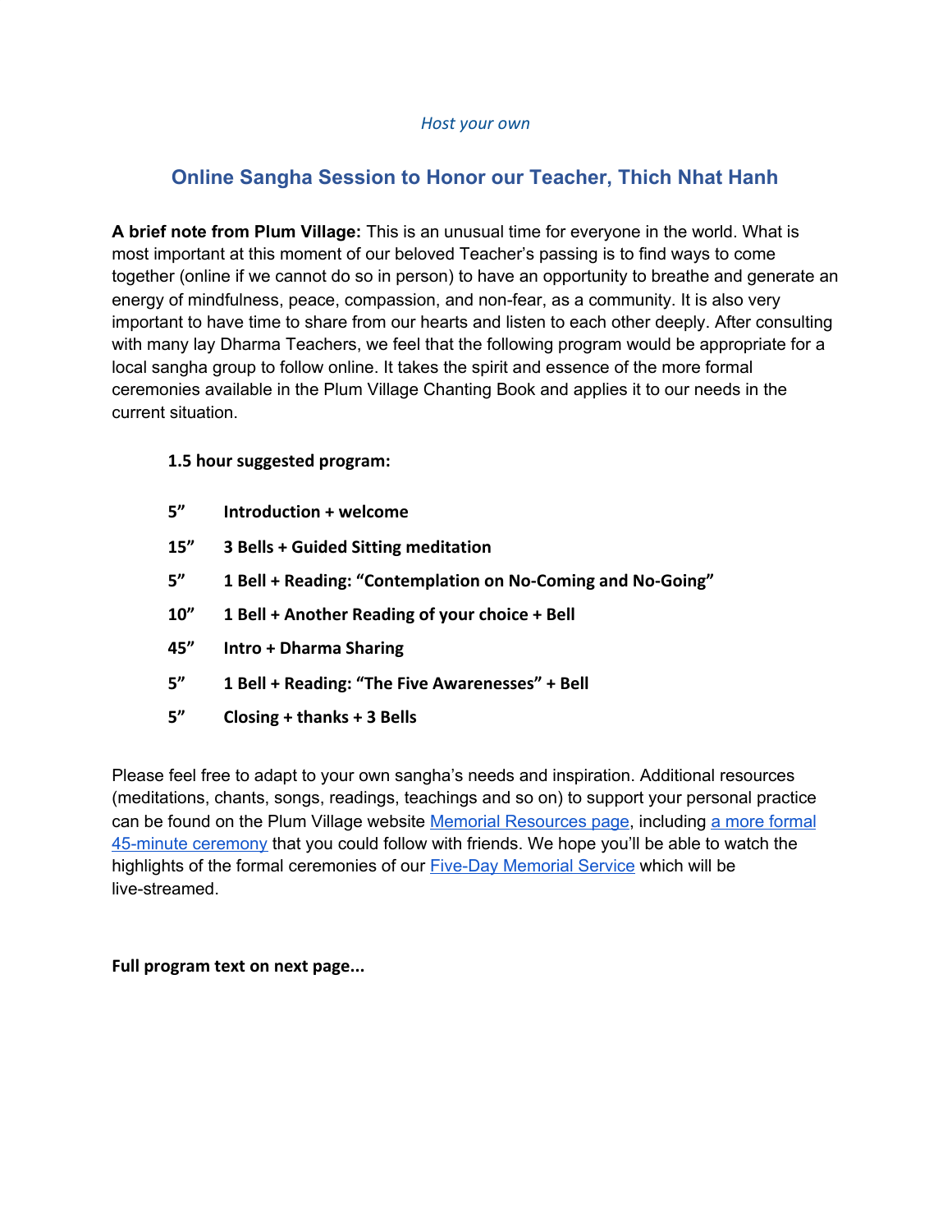*Host your own*

# Online Sangha Session to Honor our Teacher, Thich Nhat Hanh

**A brief note from Plum Village:** This is an unusual time for everyone in the world. What is most important at this moment of our beloved Teacher's passing is to find ways to come together (online if we cannot do so in person) to have an opportunity to breathe and generate an energy of mindfulness, peace, compassion, and non-fear, as a community. It is also very important to have time to share from our hearts and listen to each other deeply. After consulting with many lay Dharma Teachers, we feel that the following program would be appropriate for a local sangha group to follow online. It takes the spirit and essence of the more formal ceremonies available in the Plum Village Chanting Book and applies it to our needs in the current situation.

**1.5 hour suggested program:**

| | |
|---|---|
| **5"** | **Introduction + welcome** |
| **15"** | **3 Bells + Guided Sitting meditation** |
| **5"** | **1 Bell + Reading: "Contemplation on No-Coming and No-Going"** |
| **10"** | **1 Bell + Another Reading of your choice + Bell** |
| **45"** | **Intro + Dharma Sharing** |
| **5"** | **1 Bell + Reading: "The Five Awarenesses" + Bell** |
| **5"** | **Closing + thanks + 3 Bells** |

Please feel free to adapt to your own sangha's needs and inspiration. Additional resources (meditations, chants, songs, readings, teachings and so on) to support your personal practice can be found on the Plum Village website [Memorial Resources page], including [a more formal 45-minute ceremony] that you could follow with friends. We hope you'll be able to watch the highlights of the formal ceremonies of our [Five-Day Memorial Service] which will be live-streamed.

**Full program text on next page...**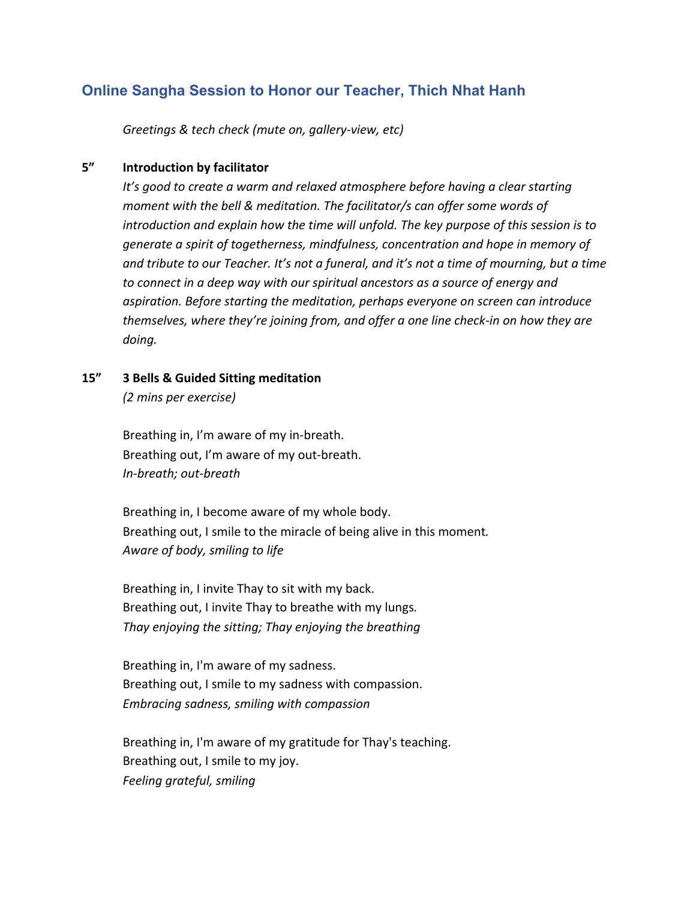## Online Sangha Session to Honor our Teacher, Thich Nhat Hanh

*Greetings & tech check (mute on, gallery-view, etc)*

**5"** **Introduction by facilitator**

*It's good to create a warm and relaxed atmosphere before having a clear starting moment with the bell & meditation. The facilitator/s can offer some words of introduction and explain how the time will unfold. The key purpose of this session is to generate a spirit of togetherness, mindfulness, concentration and hope in memory of and tribute to our Teacher. It's not a funeral, and it's not a time of mourning, but a time to connect in a deep way with our spiritual ancestors as a source of energy and aspiration. Before starting the meditation, perhaps everyone on screen can introduce themselves, where they're joining from, and offer a one line check-in on how they are doing.*

**15"** **3 Bells & Guided Sitting meditation**

*(2 mins per exercise)*

Breathing in, I'm aware of my in-breath.
Breathing out, I'm aware of my out-breath.
*In-breath; out-breath*

Breathing in, I become aware of my whole body.
Breathing out, I smile to the miracle of being alive in this moment.
*Aware of body, smiling to life*

Breathing in, I invite Thay to sit with my back.
Breathing out, I invite Thay to breathe with my lungs.
*Thay enjoying the sitting; Thay enjoying the breathing*

Breathing in, I'm aware of my sadness.
Breathing out, I smile to my sadness with compassion.
*Embracing sadness, smiling with compassion*

Breathing in, I'm aware of my gratitude for Thay's teaching.
Breathing out, I smile to my joy.
*Feeling grateful, smiling*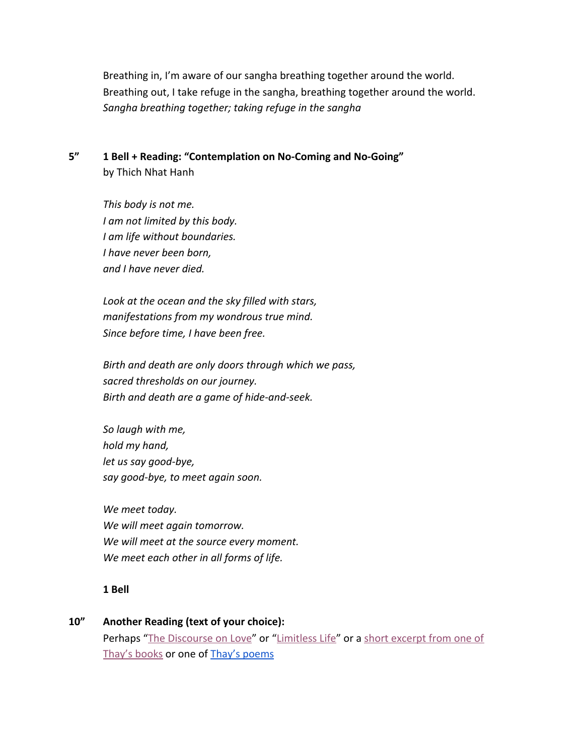Breathing in, I'm aware of our sangha breathing together around the world.
Breathing out, I take refuge in the sangha, breathing together around the world.
*Sangha breathing together; taking refuge in the sangha*

**5"** **1 Bell + Reading: "Contemplation on No-Coming and No-Going"**
by Thich Nhat Hanh

*This body is not me.*
*I am not limited by this body.*
*I am life without boundaries.*
*I have never been born,*
*and I have never died.*

*Look at the ocean and the sky filled with stars,*
*manifestations from my wondrous true mind.*
*Since before time, I have been free.*

*Birth and death are only doors through which we pass,*
*sacred thresholds on our journey.*
*Birth and death are a game of hide-and-seek.*

*So laugh with me,*
*hold my hand,*
*let us say good-bye,*
*say good-bye, to meet again soon.*

*We meet today.*
*We will meet again tomorrow.*
*We will meet at the source every moment.*
*We meet each other in all forms of life.*

**1 Bell**

**10"** **Another Reading (text of your choice):**
Perhaps "The Discourse on Love" or "Limitless Life" or a short excerpt from one of Thay's books or one of Thay's poems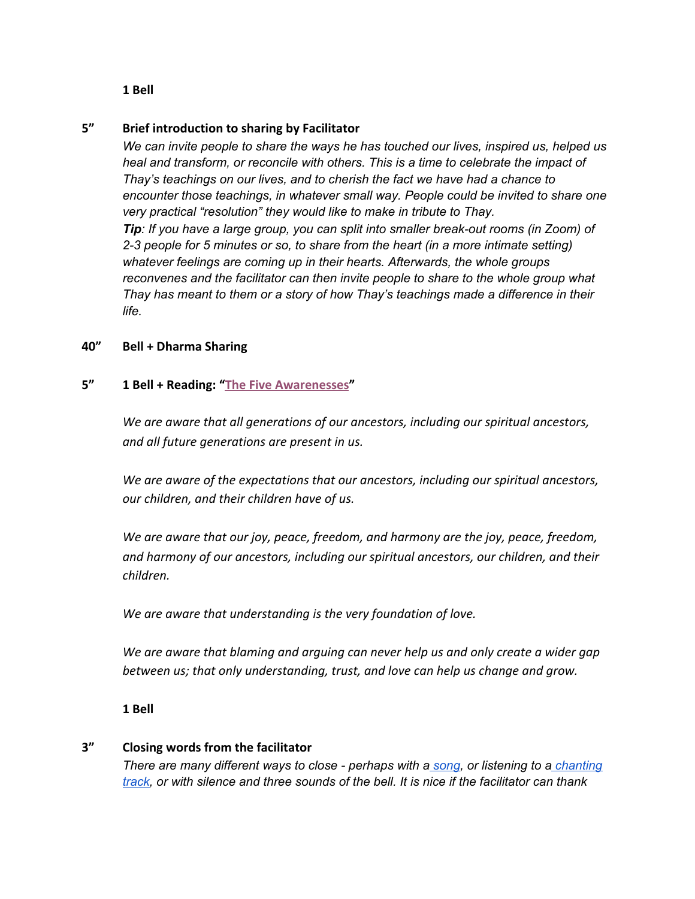**1 Bell**

**5”** **Brief introduction to sharing by Facilitator**

*We can invite people to share the ways he has touched our lives, inspired us, helped us heal and transform, or reconcile with others. This is a time to celebrate the impact of Thay’s teachings on our lives, and to cherish the fact we have had a chance to encounter those teachings, in whatever small way. People could be invited to share one very practical “resolution” they would like to make in tribute to Thay.*

***Tip**: If you have a large group, you can split into smaller break-out rooms (in Zoom) of 2-3 people for 5 minutes or so, to share from the heart (in a more intimate setting) whatever feelings are coming up in their hearts. Afterwards, the whole groups reconvenes and the facilitator can then invite people to share to the whole group what Thay has meant to them or a story of how Thay’s teachings made a difference in their life.*

**40”** **Bell + Dharma Sharing**

**5”** **1 Bell + Reading: “The Five Awarenesses”**

*We are aware that all generations of our ancestors, including our spiritual ancestors, and all future generations are present in us.*

*We are aware of the expectations that our ancestors, including our spiritual ancestors, our children, and their children have of us.*

*We are aware that our joy, peace, freedom, and harmony are the joy, peace, freedom, and harmony of our ancestors, including our spiritual ancestors, our children, and their children.*

*We are aware that understanding is the very foundation of love.*

*We are aware that blaming and arguing can never help us and only create a wider gap between us; that only understanding, trust, and love can help us change and grow.*

**1 Bell**

**3”** **Closing words from the facilitator**

*There are many different ways to close - perhaps with a song, or listening to a chanting track, or with silence and three sounds of the bell. It is nice if the facilitator can thank*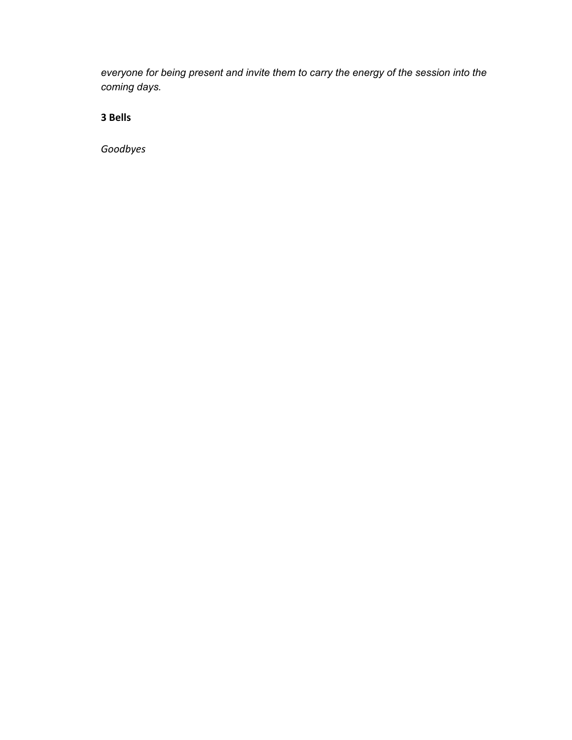*everyone for being present and invite them to carry the energy of the session into the coming days.*

**3 Bells**

*Goodbyes*